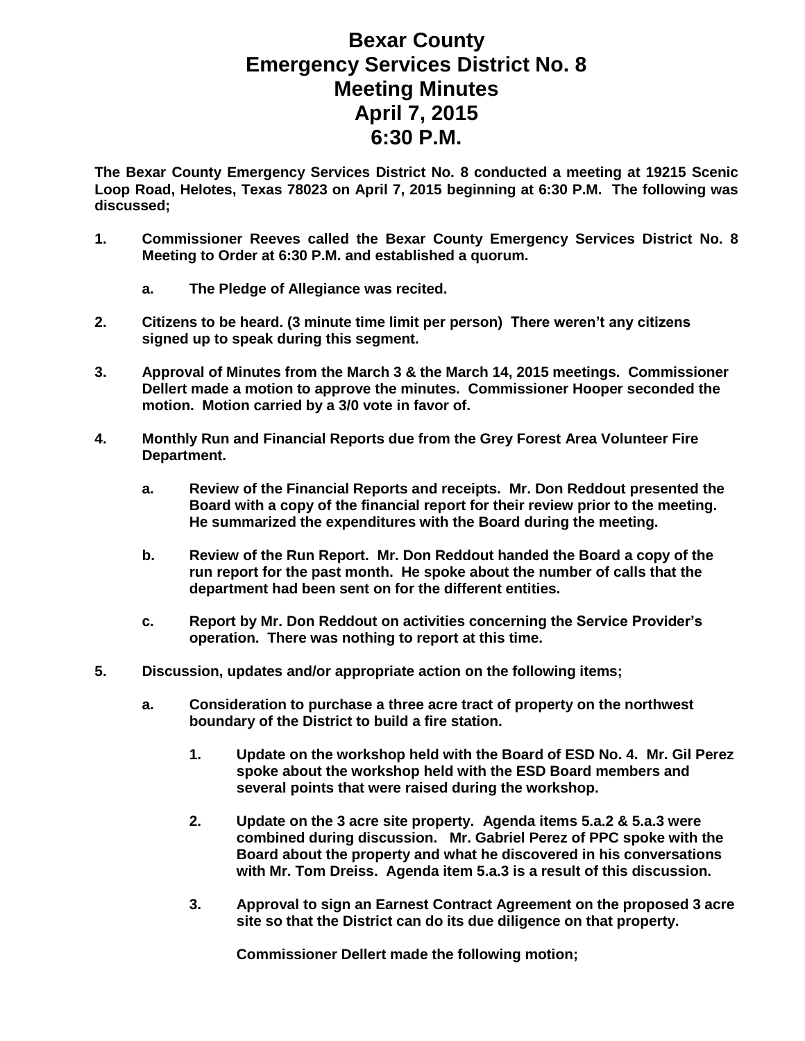# Bexar County
# Emergency Services District No. 8
# Meeting Minutes
# April 7, 2015
# 6:30 P.M.

**The Bexar County Emergency Services District No. 8 conducted a meeting at 19215 Scenic Loop Road, Helotes, Texas 78023 on April 7, 2015 beginning at 6:30 P.M. The following was discussed;**

1. **Commissioner Reeves called the Bexar County Emergency Services District No. 8 Meeting to Order at 6:30 P.M. and established a quorum.**

   a. **The Pledge of Allegiance was recited.**

2. **Citizens to be heard. (3 minute time limit per person) There weren't any citizens signed up to speak during this segment.**

3. **Approval of Minutes from the March 3 & the March 14, 2015 meetings. Commissioner Dellert made a motion to approve the minutes. Commissioner Hooper seconded the motion. Motion carried by a 3/0 vote in favor of.**

4. **Monthly Run and Financial Reports due from the Grey Forest Area Volunteer Fire Department.**

   a. **Review of the Financial Reports and receipts. Mr. Don Reddout presented the Board with a copy of the financial report for their review prior to the meeting. He summarized the expenditures with the Board during the meeting.**

   b. **Review of the Run Report. Mr. Don Reddout handed the Board a copy of the run report for the past month. He spoke about the number of calls that the department had been sent on for the different entities.**

   c. **Report by Mr. Don Reddout on activities concerning the Service Provider's operation. There was nothing to report at this time.**

5. **Discussion, updates and/or appropriate action on the following items;**

   a. **Consideration to purchase a three acre tract of property on the northwest boundary of the District to build a fire station.**

      1. **Update on the workshop held with the Board of ESD No. 4. Mr. Gil Perez spoke about the workshop held with the ESD Board members and several points that were raised during the workshop.**

      2. **Update on the 3 acre site property. Agenda items 5.a.2 & 5.a.3 were combined during discussion. Mr. Gabriel Perez of PPC spoke with the Board about the property and what he discovered in his conversations with Mr. Tom Dreiss. Agenda item 5.a.3 is a result of this discussion.**

      3. **Approval to sign an Earnest Contract Agreement on the proposed 3 acre site so that the District can do its due diligence on that property.**

         **Commissioner Dellert made the following motion;**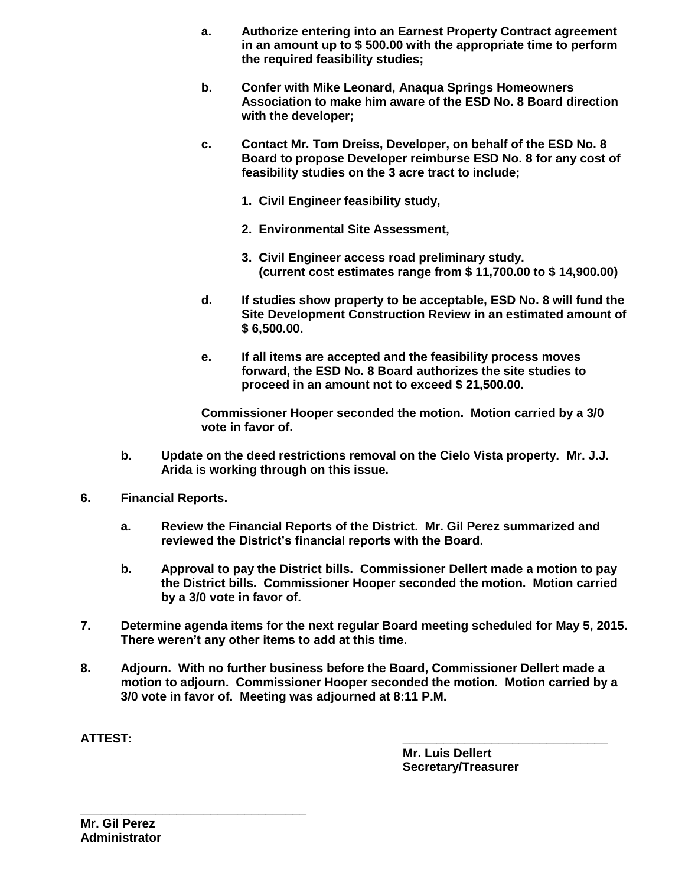**a. Authorize entering into an Earnest Property Contract agreement in an amount up to $ 500.00 with the appropriate time to perform the required feasibility studies;**

**b. Confer with Mike Leonard, Anaqua Springs Homeowners Association to make him aware of the ESD No. 8 Board direction with the developer;**

**c. Contact Mr. Tom Dreiss, Developer, on behalf of the ESD No. 8 Board to propose Developer reimburse ESD No. 8 for any cost of feasibility studies on the 3 acre tract to include;**

**1. Civil Engineer feasibility study,**

**2. Environmental Site Assessment,**

**3. Civil Engineer access road preliminary study. (current cost estimates range from $ 11,700.00 to $ 14,900.00)**

**d. If studies show property to be acceptable, ESD No. 8 will fund the Site Development Construction Review in an estimated amount of $ 6,500.00.**

**e. If all items are accepted and the feasibility process moves forward, the ESD No. 8 Board authorizes the site studies to proceed in an amount not to exceed $ 21,500.00.**

**Commissioner Hooper seconded the motion. Motion carried by a 3/0 vote in favor of.**

**b. Update on the deed restrictions removal on the Cielo Vista property. Mr. J.J. Arida is working through on this issue.**

**6. Financial Reports.**

**a. Review the Financial Reports of the District. Mr. Gil Perez summarized and reviewed the District's financial reports with the Board.**

**b. Approval to pay the District bills. Commissioner Dellert made a motion to pay the District bills. Commissioner Hooper seconded the motion. Motion carried by a 3/0 vote in favor of.**

**7. Determine agenda items for the next regular Board meeting scheduled for May 5, 2015. There weren't any other items to add at this time.**

**8. Adjourn. With no further business before the Board, Commissioner Dellert made a motion to adjourn. Commissioner Hooper seconded the motion. Motion carried by a 3/0 vote in favor of. Meeting was adjourned at 8:11 P.M.**

**ATTEST:**

______________________________
**Mr. Luis Dellert**
**Secretary/Treasurer**

______________________________
**Mr. Gil Perez**
**Administrator**